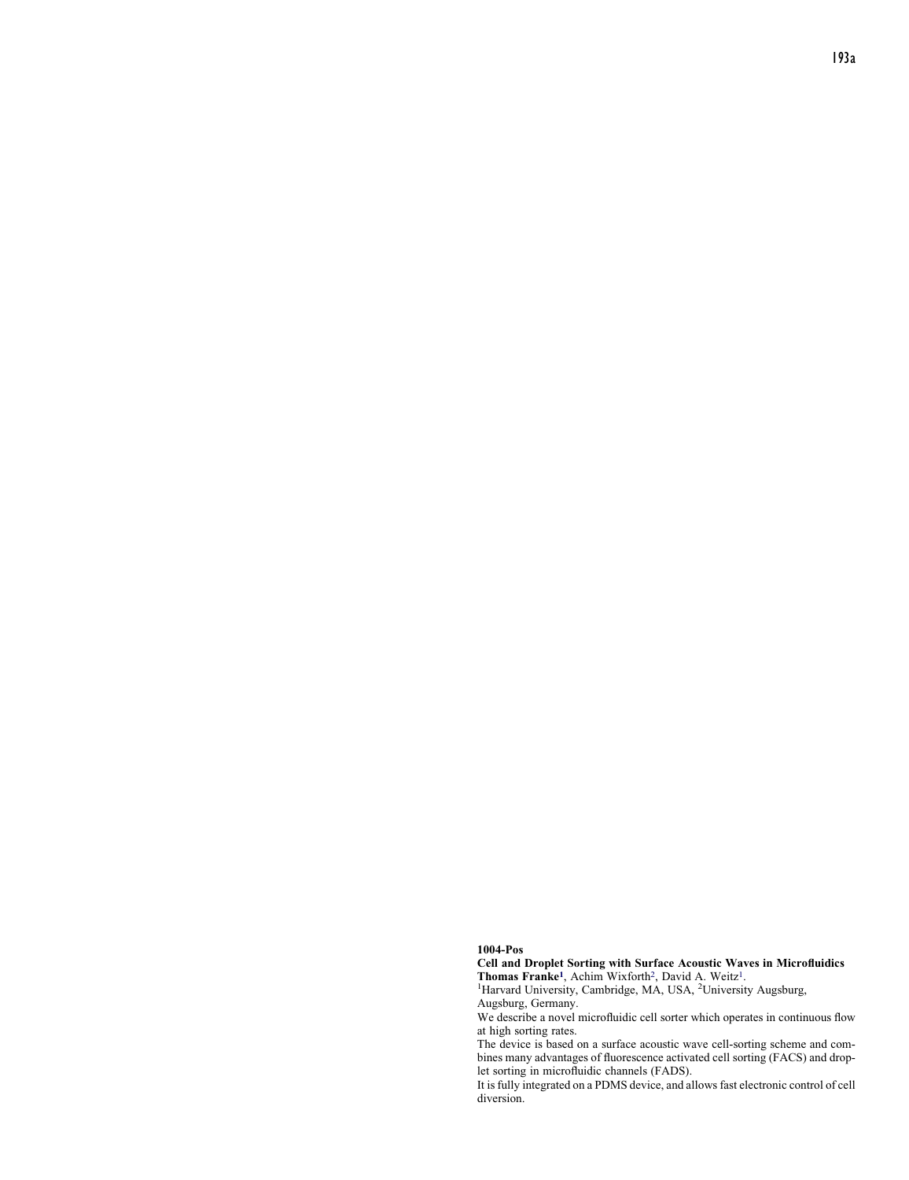**1004-Pos**

**Cell and Droplet Sorting with Surface Acoustic Waves in Microfluidics**

**Thomas Franke**[1], Achim Wixforth[2], David A. Weitz[1].

[1]Harvard University, Cambridge, MA, USA, [2]University Augsburg, Augsburg, Germany.

We describe a novel microfluidic cell sorter which operates in continuous flow at high sorting rates.

The device is based on a surface acoustic wave cell-sorting scheme and combines many advantages of fluorescence activated cell sorting (FACS) and droplet sorting in microfluidic channels (FADS).

It is fully integrated on a PDMS device, and allows fast electronic control of cell diversion.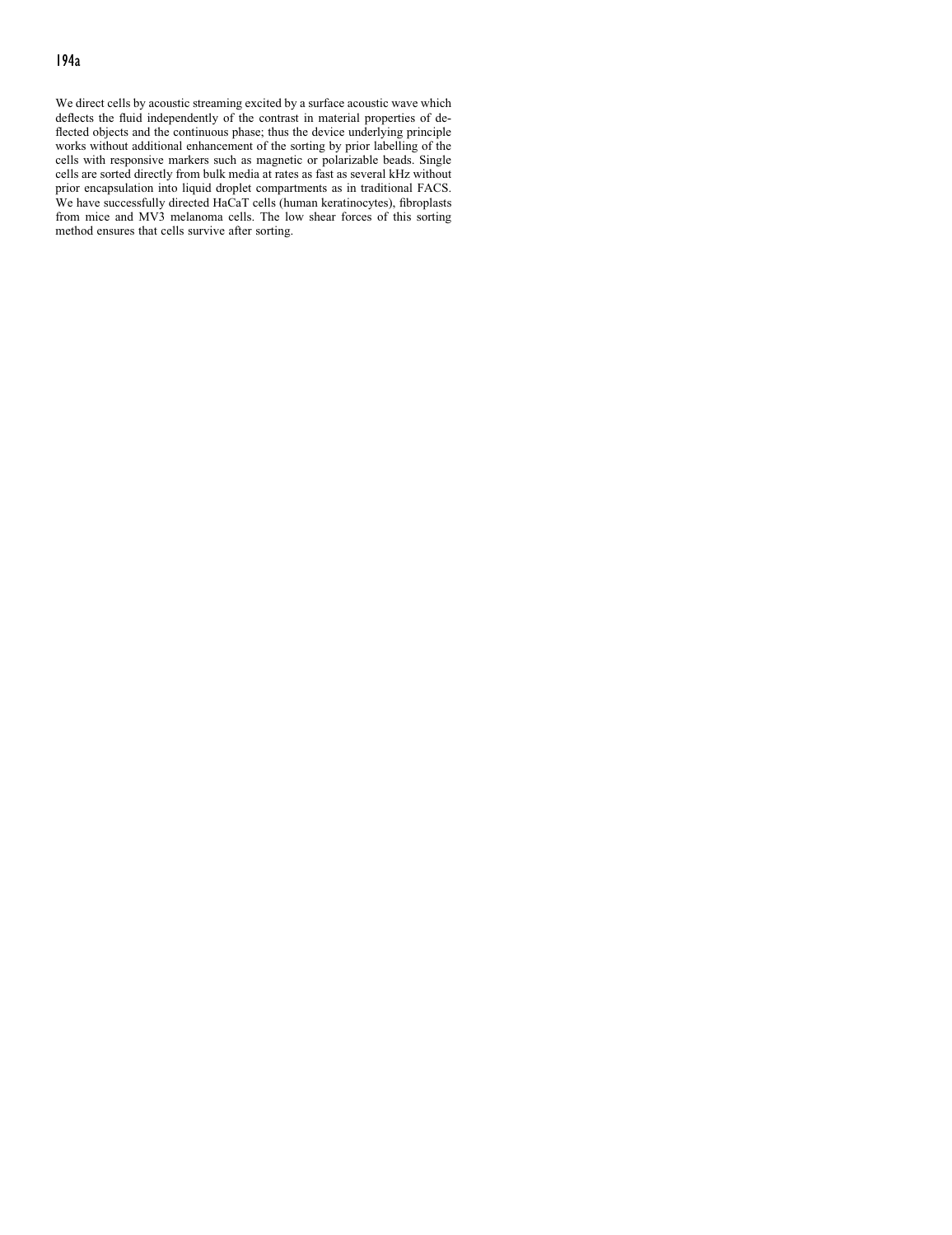We direct cells by acoustic streaming excited by a surface acoustic wave which deflects the fluid independently of the contrast in material properties of deflected objects and the continuous phase; thus the device underlying principle works without additional enhancement of the sorting by prior labelling of the cells with responsive markers such as magnetic or polarizable beads. Single cells are sorted directly from bulk media at rates as fast as several kHz without prior encapsulation into liquid droplet compartments as in traditional FACS. We have successfully directed HaCaT cells (human keratinocytes), fibroplasts from mice and MV3 melanoma cells. The low shear forces of this sorting method ensures that cells survive after sorting.